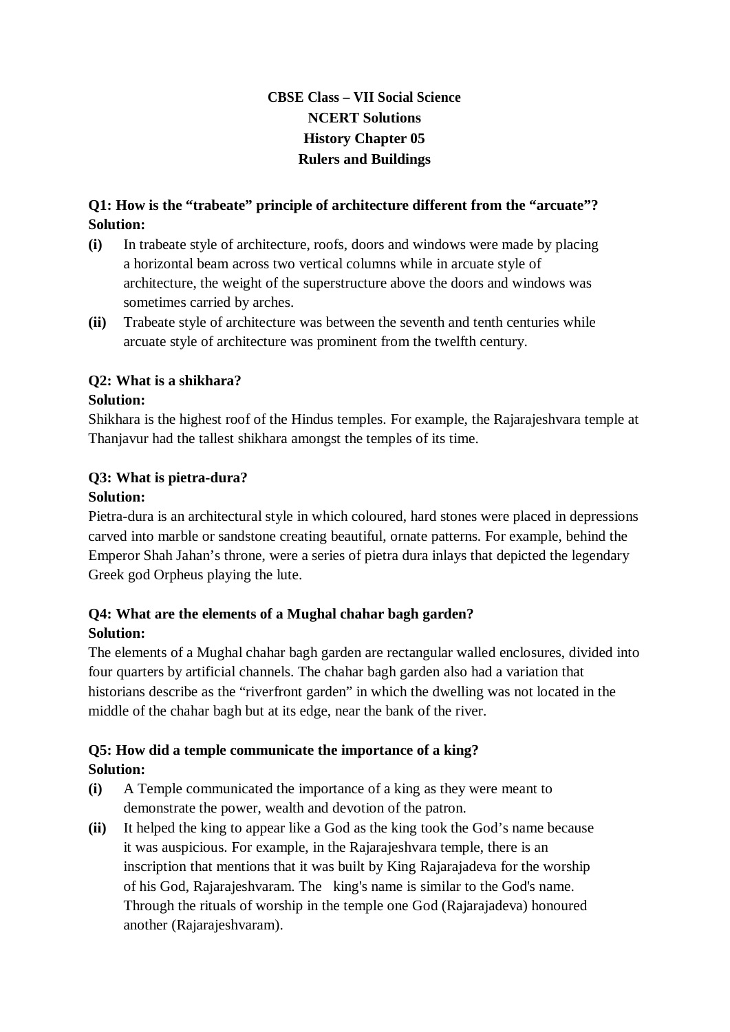**CBSE Class – VII Social Science**
**NCERT Solutions**
**History Chapter 05**
**Rulers and Buildings**

**Q1: How is the "trabeate" principle of architecture different from the "arcuate"?**
**Solution:**

**(i)** In trabeate style of architecture, roofs, doors and windows were made by placing a horizontal beam across two vertical columns while in arcuate style of architecture, the weight of the superstructure above the doors and windows was sometimes carried by arches.

**(ii)** Trabeate style of architecture was between the seventh and tenth centuries while arcuate style of architecture was prominent from the twelfth century.

**Q2: What is a shikhara?**
**Solution:**
Shikhara is the highest roof of the Hindus temples. For example, the Rajarajeshvara temple at Thanjavur had the tallest shikhara amongst the temples of its time.

**Q3: What is pietra-dura?**
**Solution:**
Pietra-dura is an architectural style in which coloured, hard stones were placed in depressions carved into marble or sandstone creating beautiful, ornate patterns. For example, behind the Emperor Shah Jahan's throne, were a series of pietra dura inlays that depicted the legendary Greek god Orpheus playing the lute.

**Q4: What are the elements of a Mughal chahar bagh garden?**
**Solution:**
The elements of a Mughal chahar bagh garden are rectangular walled enclosures, divided into four quarters by artificial channels. The chahar bagh garden also had a variation that historians describe as the "riverfront garden" in which the dwelling was not located in the middle of the chahar bagh but at its edge, near the bank of the river.

**Q5: How did a temple communicate the importance of a king?**
**Solution:**

**(i)** A Temple communicated the importance of a king as they were meant to demonstrate the power, wealth and devotion of the patron.

**(ii)** It helped the king to appear like a God as the king took the God's name because it was auspicious. For example, in the Rajarajeshvara temple, there is an inscription that mentions that it was built by King Rajarajadeva for the worship of his God, Rajarajeshvaram. The king's name is similar to the God's name. Through the rituals of worship in the temple one God (Rajarajadeva) honoured another (Rajarajeshvaram).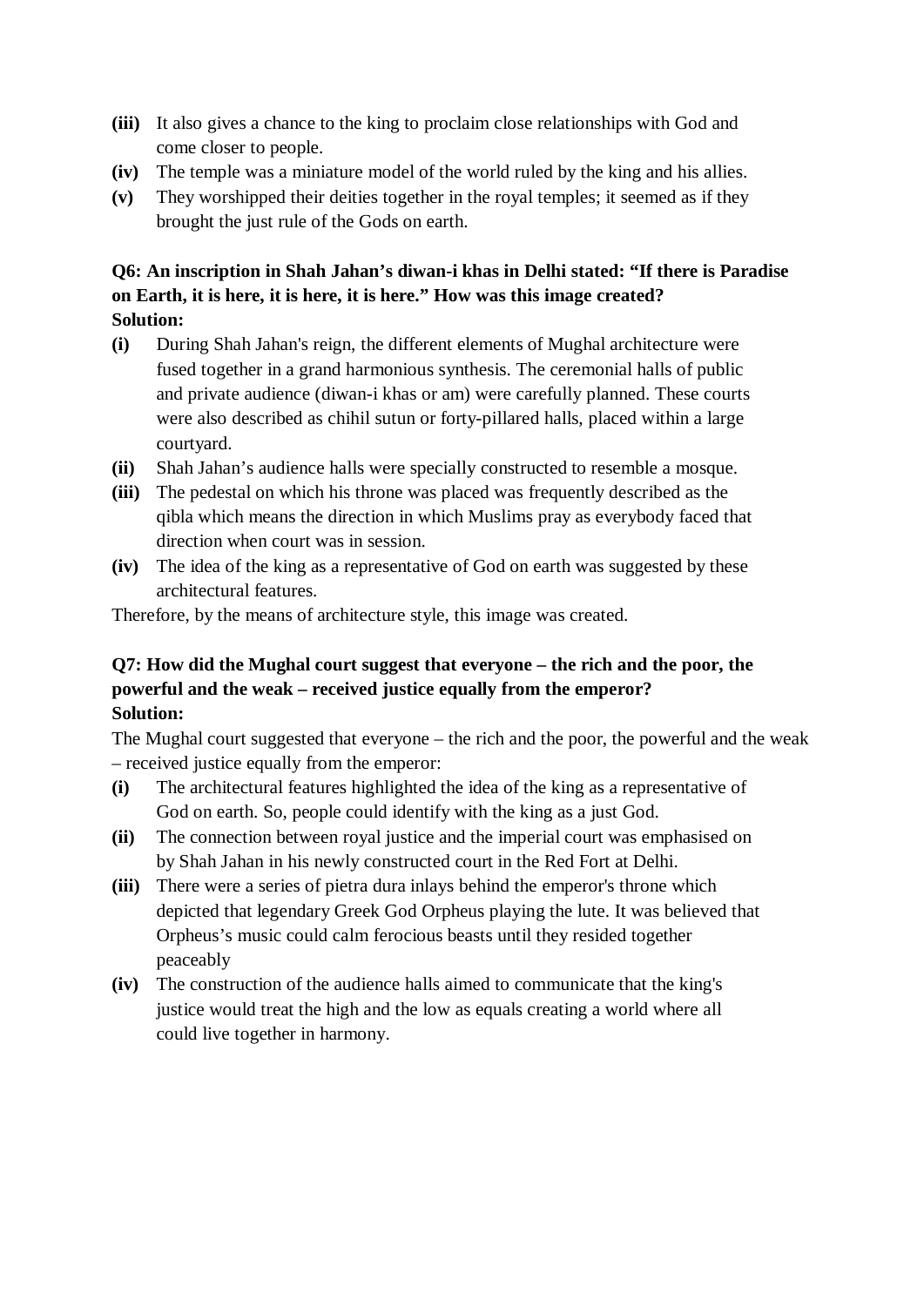**(iii)** It also gives a chance to the king to proclaim close relationships with God and come closer to people.

**(iv)** The temple was a miniature model of the world ruled by the king and his allies.

**(v)** They worshipped their deities together in the royal temples; it seemed as if they brought the just rule of the Gods on earth.

**Q6: An inscription in Shah Jahan's diwan-i khas in Delhi stated: "If there is Paradise on Earth, it is here, it is here, it is here." How was this image created?**
**Solution:**

**(i)** During Shah Jahan's reign, the different elements of Mughal architecture were fused together in a grand harmonious synthesis. The ceremonial halls of public and private audience (diwan-i khas or am) were carefully planned. These courts were also described as chihil sutun or forty-pillared halls, placed within a large courtyard.

**(ii)** Shah Jahan's audience halls were specially constructed to resemble a mosque.

**(iii)** The pedestal on which his throne was placed was frequently described as the qibla which means the direction in which Muslims pray as everybody faced that direction when court was in session.

**(iv)** The idea of the king as a representative of God on earth was suggested by these architectural features.

Therefore, by the means of architecture style, this image was created.

**Q7: How did the Mughal court suggest that everyone – the rich and the poor, the powerful and the weak – received justice equally from the emperor?**
**Solution:**

The Mughal court suggested that everyone – the rich and the poor, the powerful and the weak – received justice equally from the emperor:

**(i)** The architectural features highlighted the idea of the king as a representative of God on earth. So, people could identify with the king as a just God.

**(ii)** The connection between royal justice and the imperial court was emphasised on by Shah Jahan in his newly constructed court in the Red Fort at Delhi.

**(iii)** There were a series of pietra dura inlays behind the emperor's throne which depicted that legendary Greek God Orpheus playing the lute. It was believed that Orpheus's music could calm ferocious beasts until they resided together peaceably

**(iv)** The construction of the audience halls aimed to communicate that the king's justice would treat the high and the low as equals creating a world where all could live together in harmony.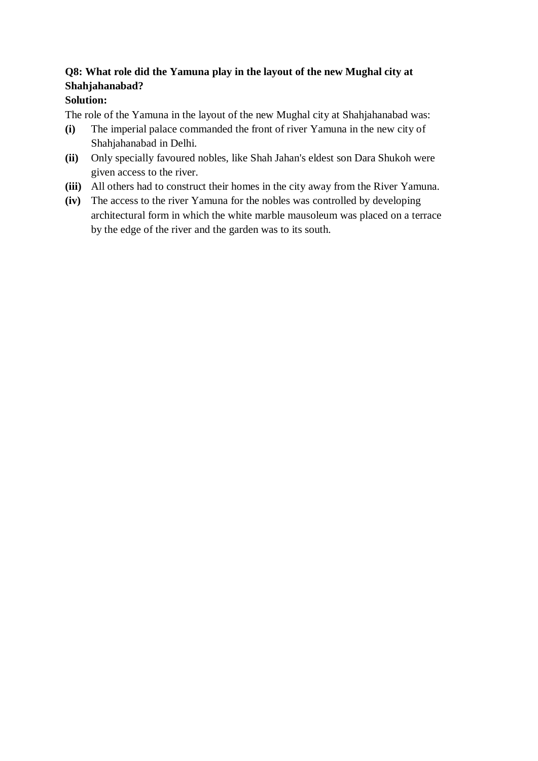**Q8: What role did the Yamuna play in the layout of the new Mughal city at Shahjahanabad?**

**Solution:**

The role of the Yamuna in the layout of the new Mughal city at Shahjahanabad was:

**(i)** The imperial palace commanded the front of river Yamuna in the new city of Shahjahanabad in Delhi.

**(ii)** Only specially favoured nobles, like Shah Jahan's eldest son Dara Shukoh were given access to the river.

**(iii)** All others had to construct their homes in the city away from the River Yamuna.

**(iv)** The access to the river Yamuna for the nobles was controlled by developing architectural form in which the white marble mausoleum was placed on a terrace by the edge of the river and the garden was to its south.